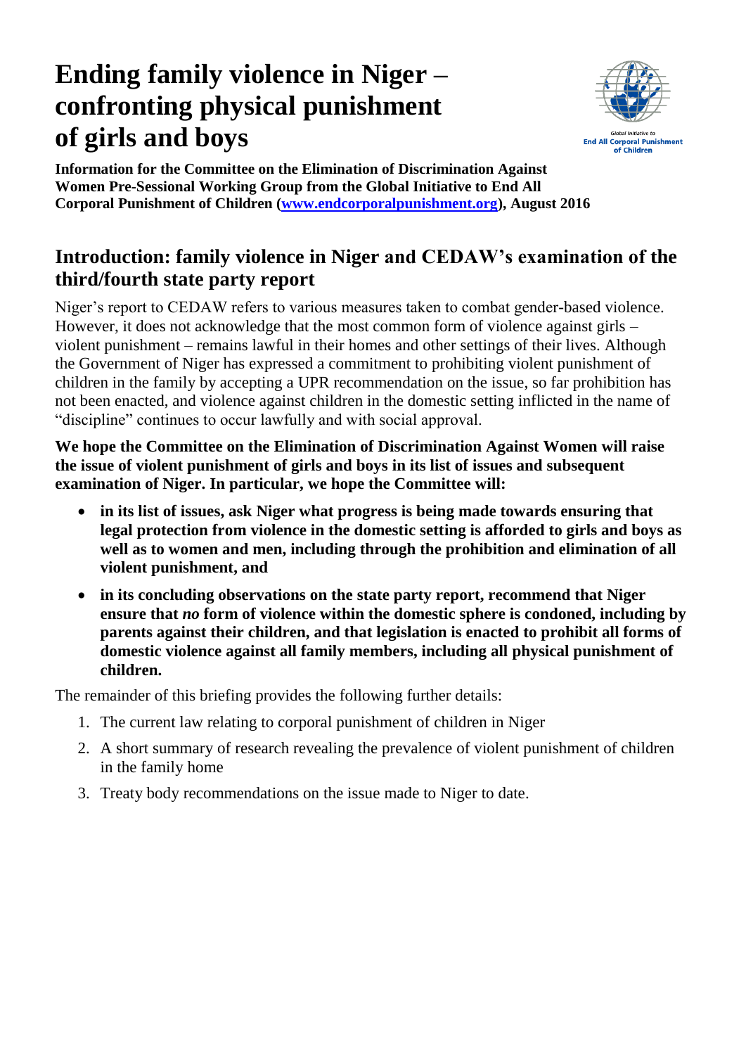# Ending family violence in Niger – confronting physical punishment of girls and boys

**Information for the Committee on the Elimination of Discrimination Against Women Pre-Sessional Working Group from the Global Initiative to End All Corporal Punishment of Children ([www.endcorporalpunishment.org](http://www.endcorporalpunishment.org)), August 2016**

## Introduction: family violence in Niger and CEDAW's examination of the third/fourth state party report

Niger's report to CEDAW refers to various measures taken to combat gender-based violence. However, it does not acknowledge that the most common form of violence against girls – violent punishment – remains lawful in their homes and other settings of their lives. Although the Government of Niger has expressed a commitment to prohibiting violent punishment of children in the family by accepting a UPR recommendation on the issue, so far prohibition has not been enacted, and violence against children in the domestic setting inflicted in the name of "discipline" continues to occur lawfully and with social approval.

**We hope the Committee on the Elimination of Discrimination Against Women will raise the issue of violent punishment of girls and boys in its list of issues and subsequent examination of Niger. In particular, we hope the Committee will:**

- **in its list of issues, ask Niger what progress is being made towards ensuring that legal protection from violence in the domestic setting is afforded to girls and boys as well as to women and men, including through the prohibition and elimination of all violent punishment, and**
- **in its concluding observations on the state party report, recommend that Niger ensure that *no* form of violence within the domestic sphere is condoned, including by parents against their children, and that legislation is enacted to prohibit all forms of domestic violence against all family members, including all physical punishment of children.**

The remainder of this briefing provides the following further details:

1. The current law relating to corporal punishment of children in Niger
2. A short summary of research revealing the prevalence of violent punishment of children in the family home
3. Treaty body recommendations on the issue made to Niger to date.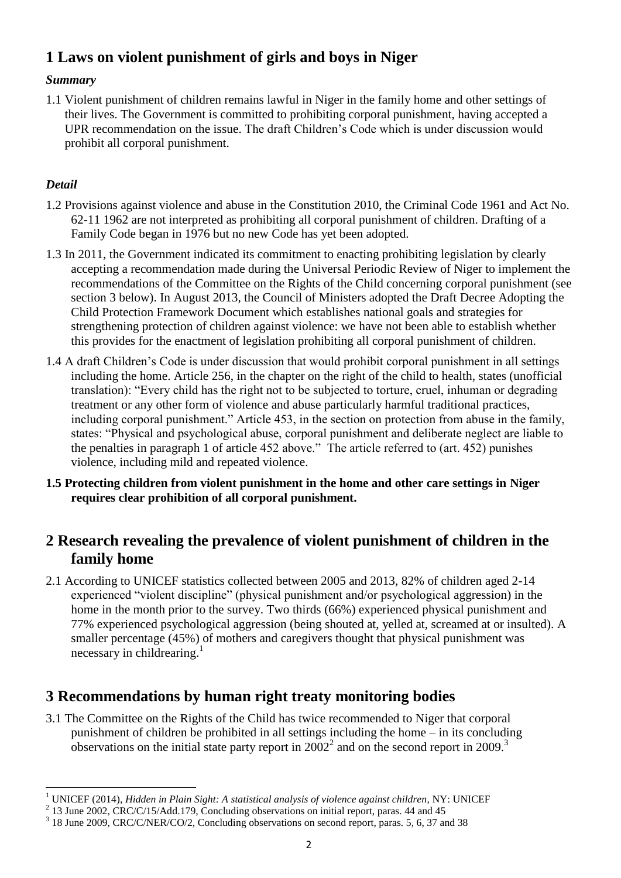## 1 Laws on violent punishment of girls and boys in Niger

### *Summary*

1.1 Violent punishment of children remains lawful in Niger in the family home and other settings of their lives. The Government is committed to prohibiting corporal punishment, having accepted a UPR recommendation on the issue. The draft Children's Code which is under discussion would prohibit all corporal punishment.

### *Detail*

1.2 Provisions against violence and abuse in the Constitution 2010, the Criminal Code 1961 and Act No. 62-11 1962 are not interpreted as prohibiting all corporal punishment of children. Drafting of a Family Code began in 1976 but no new Code has yet been adopted.

1.3 In 2011, the Government indicated its commitment to enacting prohibiting legislation by clearly accepting a recommendation made during the Universal Periodic Review of Niger to implement the recommendations of the Committee on the Rights of the Child concerning corporal punishment (see section 3 below). In August 2013, the Council of Ministers adopted the Draft Decree Adopting the Child Protection Framework Document which establishes national goals and strategies for strengthening protection of children against violence: we have not been able to establish whether this provides for the enactment of legislation prohibiting all corporal punishment of children.

1.4 A draft Children's Code is under discussion that would prohibit corporal punishment in all settings including the home. Article 256, in the chapter on the right of the child to health, states (unofficial translation): "Every child has the right not to be subjected to torture, cruel, inhuman or degrading treatment or any other form of violence and abuse particularly harmful traditional practices, including corporal punishment." Article 453, in the section on protection from abuse in the family, states: "Physical and psychological abuse, corporal punishment and deliberate neglect are liable to the penalties in paragraph 1 of article 452 above." The article referred to (art. 452) punishes violence, including mild and repeated violence.

**1.5 Protecting children from violent punishment in the home and other care settings in Niger requires clear prohibition of all corporal punishment.**

## 2 Research revealing the prevalence of violent punishment of children in the family home

2.1 According to UNICEF statistics collected between 2005 and 2013, 82% of children aged 2-14 experienced "violent discipline" (physical punishment and/or psychological aggression) in the home in the month prior to the survey. Two thirds (66%) experienced physical punishment and 77% experienced psychological aggression (being shouted at, yelled at, screamed at or insulted). A smaller percentage (45%) of mothers and caregivers thought that physical punishment was necessary in childrearing.[1]

## 3 Recommendations by human right treaty monitoring bodies

3.1 The Committee on the Rights of the Child has twice recommended to Niger that corporal punishment of children be prohibited in all settings including the home – in its concluding observations on the initial state party report in 2002[2] and on the second report in 2009.[3]

---

[1] UNICEF (2014), *Hidden in Plain Sight: A statistical analysis of violence against children*, NY: UNICEF

[2] 13 June 2002, CRC/C/15/Add.179, Concluding observations on initial report, paras. 44 and 45

[3] 18 June 2009, CRC/C/NER/CO/2, Concluding observations on second report, paras. 5, 6, 37 and 38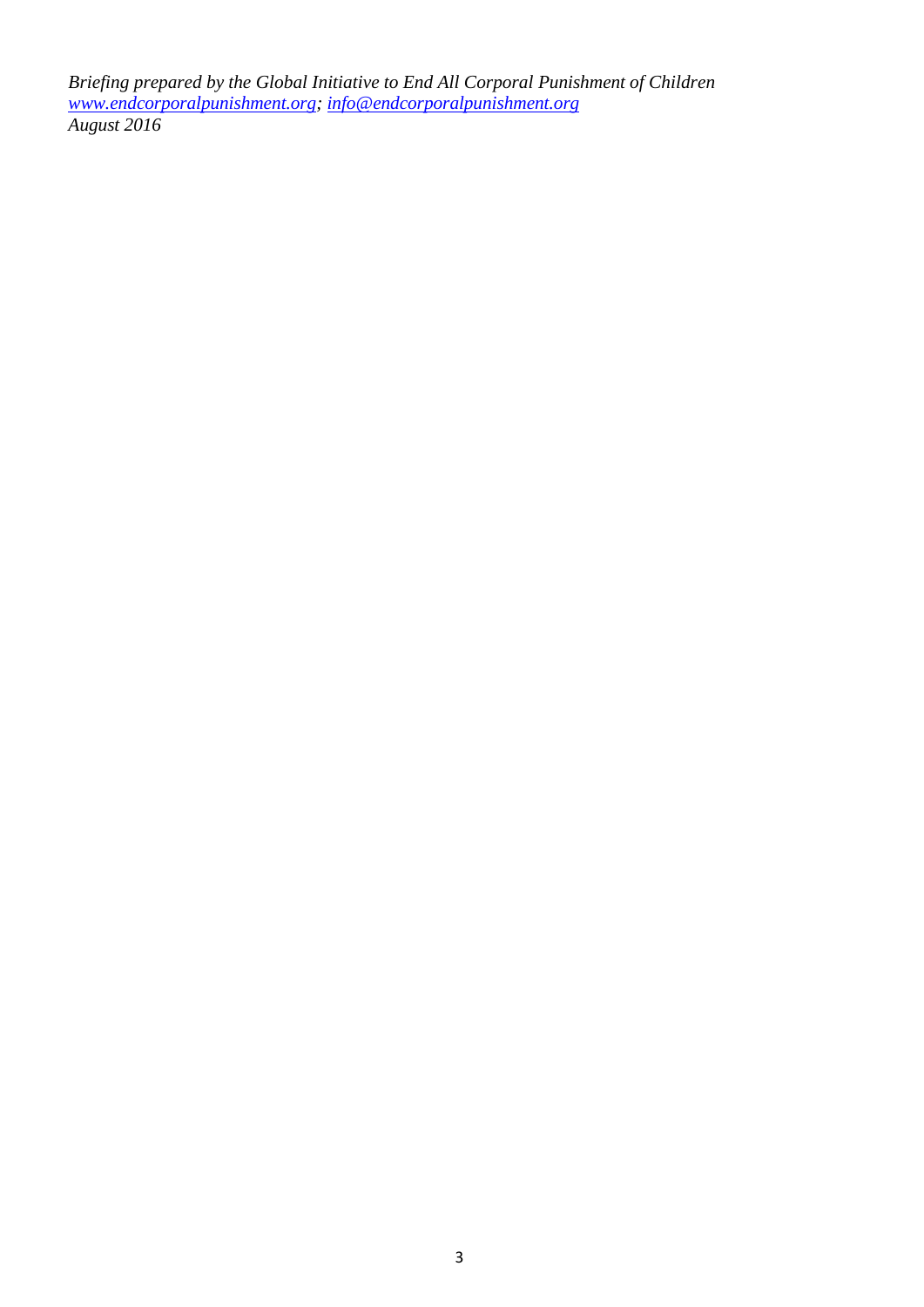*Briefing prepared by the Global Initiative to End All Corporal Punishment of Children*
*[www.endcorporalpunishment.org](http://www.endcorporalpunishment.org); [info@endcorporalpunishment.org](mailto:info@endcorporalpunishment.org)*
*August 2016*